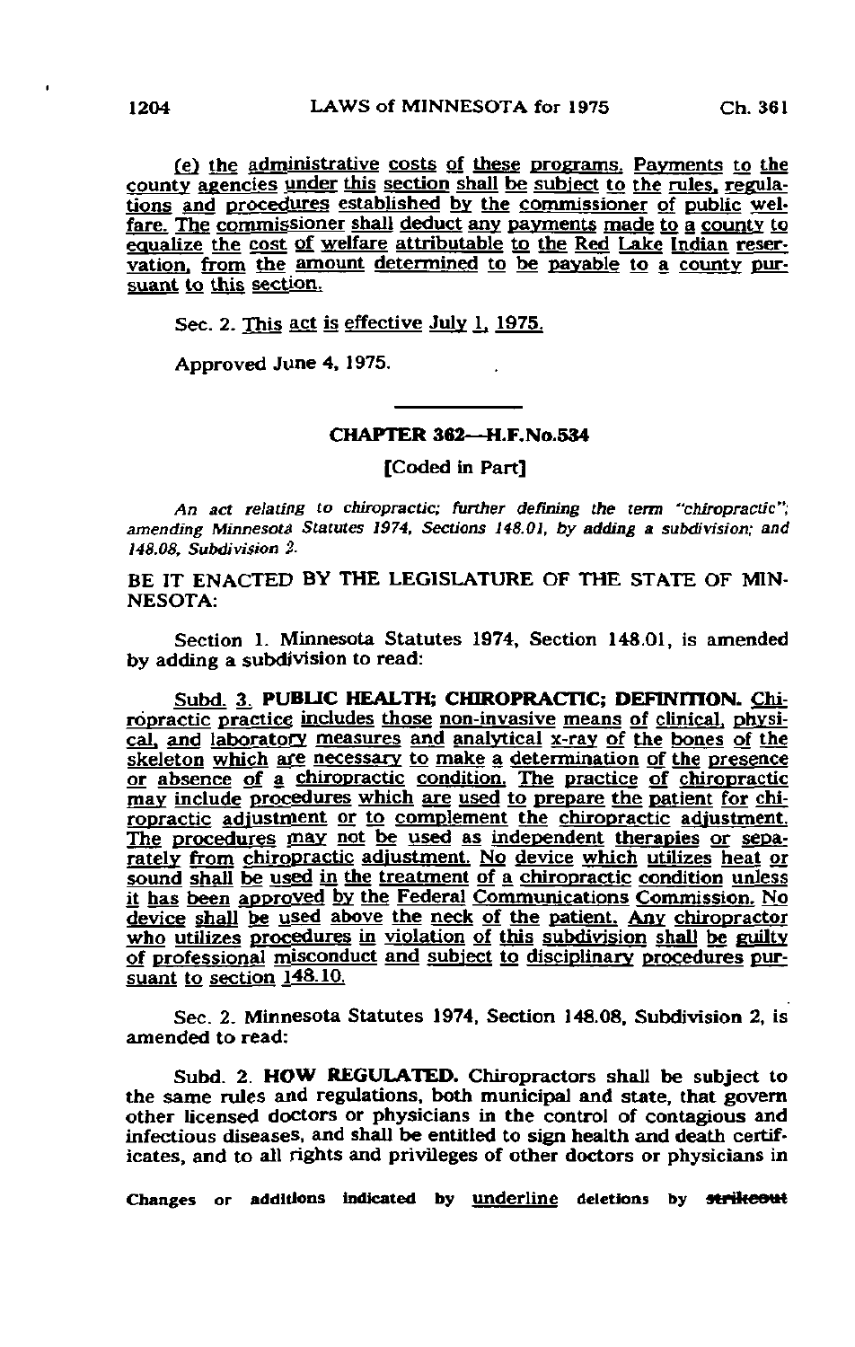(e) the administrative costs of these programs. Payments to the county agencies under this section shall be subject to the rules, regulations and procedures established by the commissioner of public welfare. The commissioner shall deduct any payments made to a county to equalize the cost of welfare attributable to the Red Lake Indian reservation, from the amount determined to be payable to a county pursuant to this section.

Sec. 2. This act is effective July 1, 1975.

Approved June 4, 1975.

---

## CHAPTER 362—H.F.No.534

[Coded in Part]

*An act relating to chiropractic; further defining the term "chiropractic"; amending Minnesota Statutes 1974, Sections 148.01, by adding a subdivision; and 148.08, Subdivision 2.*

BE IT ENACTED BY THE LEGISLATURE OF THE STATE OF MINNESOTA:

Section 1. Minnesota Statutes 1974, Section 148.01, is amended by adding a subdivision to read:

Subd. 3. **PUBLIC HEALTH; CHIROPRACTIC; DEFINITION.** Chiropractic practice includes those non-invasive means of clinical, physical, and laboratory measures and analytical x-ray of the bones of the skeleton which are necessary to make a determination of the presence or absence of a chiropractic condition. The practice of chiropractic may include procedures which are used to prepare the patient for chiropractic adjustment or to complement the chiropractic adjustment. The procedures may not be used as independent therapies or separately from chiropractic adjustment. No device which utilizes heat or sound shall be used in the treatment of a chiropractic condition unless it has been approved by the Federal Communications Commission. No device shall be used above the neck of the patient. Any chiropractor who utilizes procedures in violation of this subdivision shall be guilty of professional misconduct and subject to disciplinary procedures pursuant to section 148.10.

Sec. 2. Minnesota Statutes 1974, Section 148.08, Subdivision 2, is amended to read:

Subd. 2. **HOW REGULATED.** Chiropractors shall be subject to the same rules and regulations, both municipal and state, that govern other licensed doctors or physicians in the control of contagious and infectious diseases, and shall be entitled to sign health and death certificates, and to all rights and privileges of other doctors or physicians in

Changes or additions indicated by underline deletions by strikeout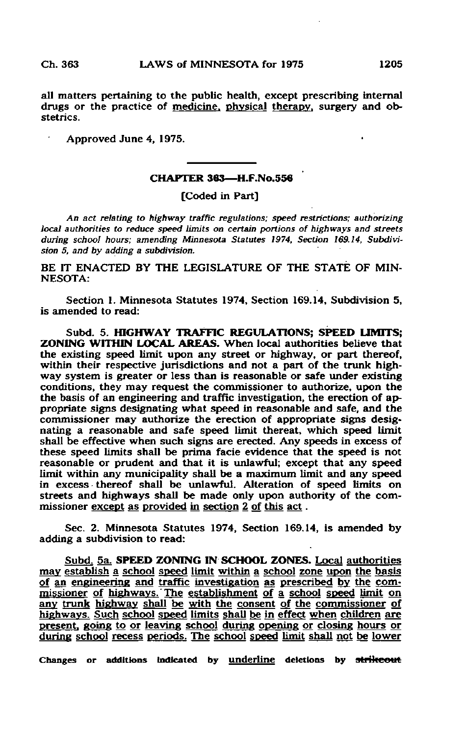all matters pertaining to the public health, except prescribing internal drugs or the practice of medicine, physical therapy, surgery and obstetrics.

Approved June 4, 1975.

---

## CHAPTER 363—H.F.No.556

[Coded in Part]

*An act relating to highway traffic regulations; speed restrictions; authorizing local authorities to reduce speed limits on certain portions of highways and streets during school hours; amending Minnesota Statutes 1974, Section 169.14, Subdivision 5, and by adding a subdivision.*

BE IT ENACTED BY THE LEGISLATURE OF THE STATE OF MINNESOTA:

Section 1. Minnesota Statutes 1974, Section 169.14, Subdivision 5, is amended to read:

Subd. 5. **HIGHWAY TRAFFIC REGULATIONS; SPEED LIMITS; ZONING WITHIN LOCAL AREAS.** When local authorities believe that the existing speed limit upon any street or highway, or part thereof, within their respective jurisdictions and not a part of the trunk highway system is greater or less than is reasonable or safe under existing conditions, they may request the commissioner to authorize, upon the basis of an engineering and traffic investigation, the erection of appropriate signs designating what speed in reasonable and safe, and the commissioner may authorize the erection of appropriate signs designating a reasonable and safe speed limit thereat, which speed limit shall be effective when such signs are erected. Any speeds in excess of these speed limits shall be prima facie evidence that the speed is not reasonable or prudent and that it is unlawful; except that any speed limit within any municipality shall be a maximum limit and any speed in excess thereof shall be unlawful. Alteration of speed limits on streets and highways shall be made only upon authority of the commissioner <u>except as provided in section 2 of this act</u>.

Sec. 2. Minnesota Statutes 1974, Section 169.14, is amended by adding a subdivision to read:

<u>Subd. 5a.</u> **<u>SPEED ZONING IN SCHOOL ZONES.</u>** <u>Local authorities may establish a school speed limit within a school zone upon the basis of an engineering and traffic investigation as prescribed by the commissioner of highways. The establishment of a school speed limit on any trunk highway shall be with the consent of the commissioner of highways. Such school speed limits shall be in effect when children are present, going to or leaving school during opening or closing hours or during school recess periods. The school speed limit shall not be lower</u>

Changes or additions indicated by <u>underline</u> deletions by ~~strikeout~~